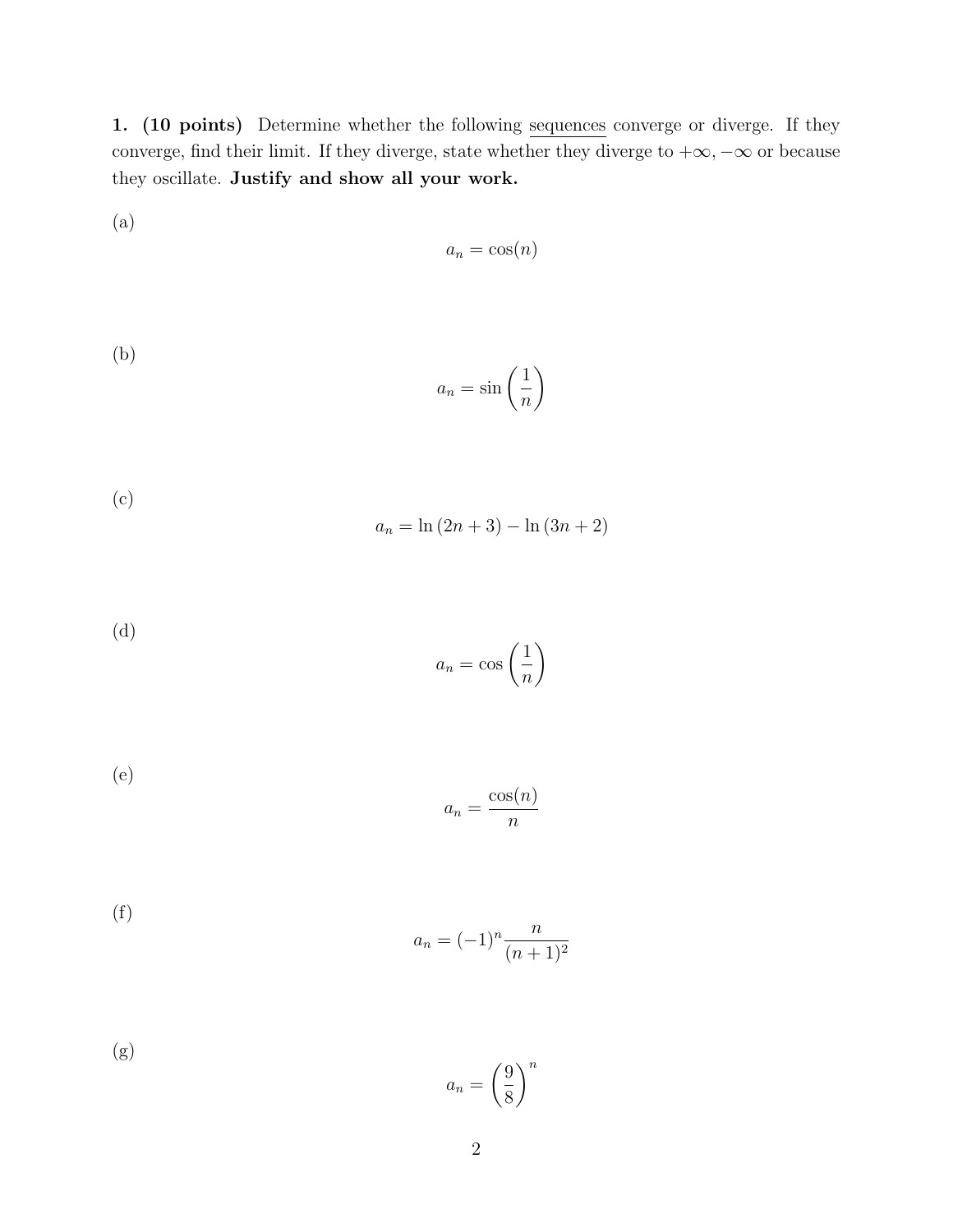**1. (10 points)** Determine whether the following sequences converge or diverge. If they converge, find their limit. If they diverge, state whether they diverge to $+\infty$, $-\infty$ or because they oscillate. **Justify and show all your work.**

(a)

$$a_n = \cos(n)$$

(b)

$$a_n = \sin\left(\frac{1}{n}\right)$$

(c)

$$a_n = \ln(2n+3) - \ln(3n+2)$$

(d)

$$a_n = \cos\left(\frac{1}{n}\right)$$

(e)

$$a_n = \frac{\cos(n)}{n}$$

(f)

$$a_n = (-1)^n \frac{n}{(n+1)^2}$$

(g)

$$a_n = \left(\frac{9}{8}\right)^n$$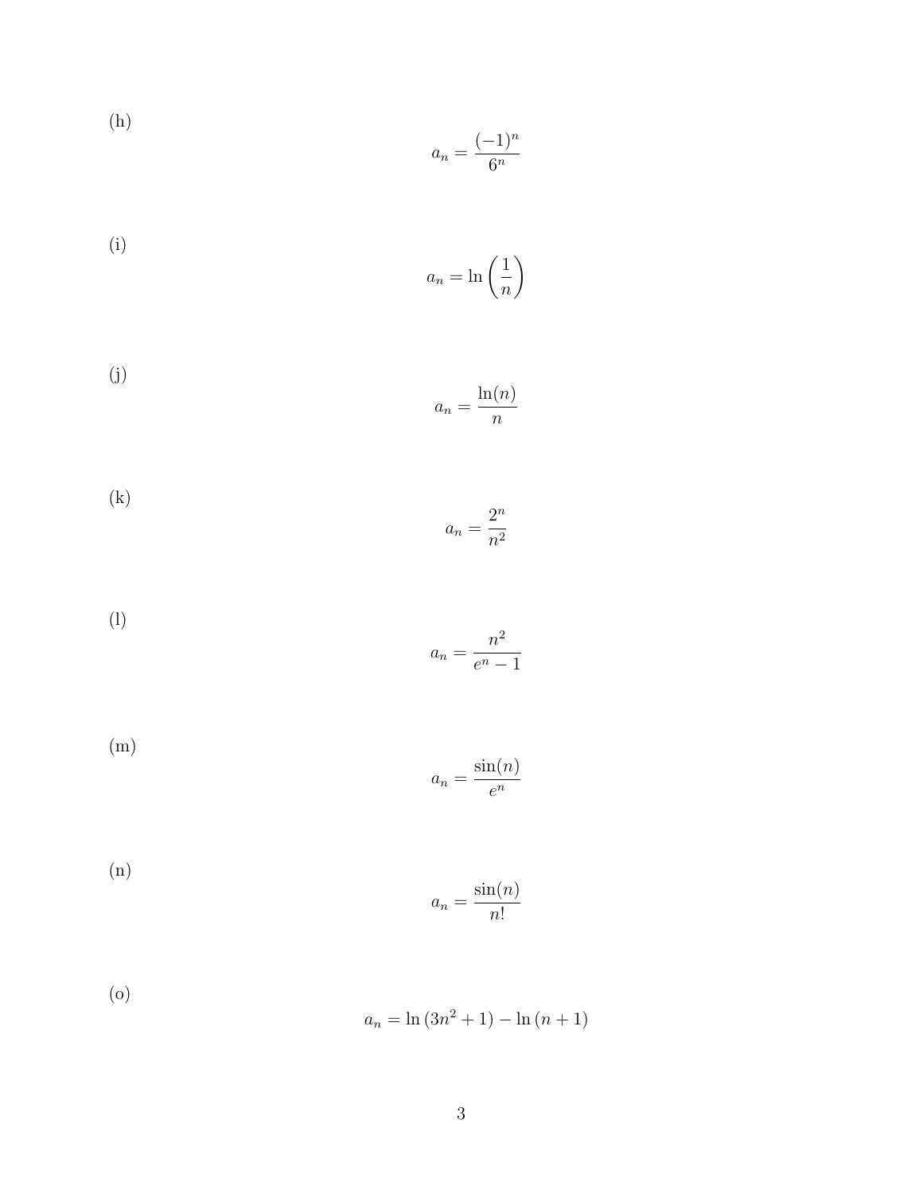(h)

$$a_n = \frac{(-1)^n}{6^n}$$

(i)

$$a_n = \ln\left(\frac{1}{n}\right)$$

(j)

$$a_n = \frac{\ln(n)}{n}$$

(k)

$$a_n = \frac{2^n}{n^2}$$

(l)

$$a_n = \frac{n^2}{e^n - 1}$$

(m)

$$a_n = \frac{\sin(n)}{e^n}$$

(n)

$$a_n = \frac{\sin(n)}{n!}$$

(o)

$$a_n = \ln\left(3n^2 + 1\right) - \ln\left(n + 1\right)$$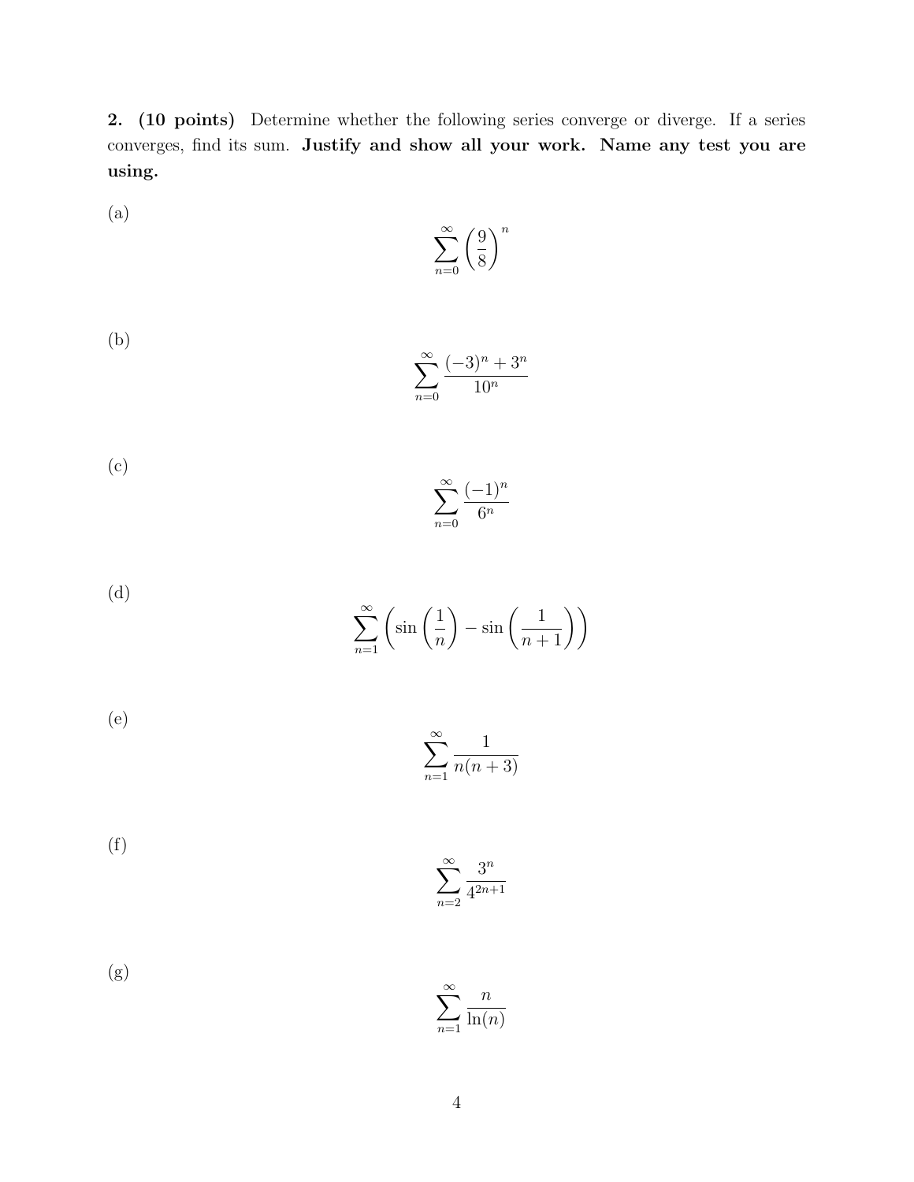**2. (10 points)** Determine whether the following series converge or diverge. If a series converges, find its sum. **Justify and show all your work. Name any test you are using.**

(a)

$$\sum_{n=0}^{\infty} \left(\frac{9}{8}\right)^n$$

(b)

$$\sum_{n=0}^{\infty} \frac{(-3)^n + 3^n}{10^n}$$

(c)

$$\sum_{n=0}^{\infty} \frac{(-1)^n}{6^n}$$

(d)

$$\sum_{n=1}^{\infty} \left(\sin\left(\frac{1}{n}\right) - \sin\left(\frac{1}{n+1}\right)\right)$$

(e)

$$\sum_{n=1}^{\infty} \frac{1}{n(n+3)}$$

(f)

$$\sum_{n=2}^{\infty} \frac{3^n}{4^{2n+1}}$$

(g)

$$\sum_{n=1}^{\infty} \frac{n}{\ln(n)}$$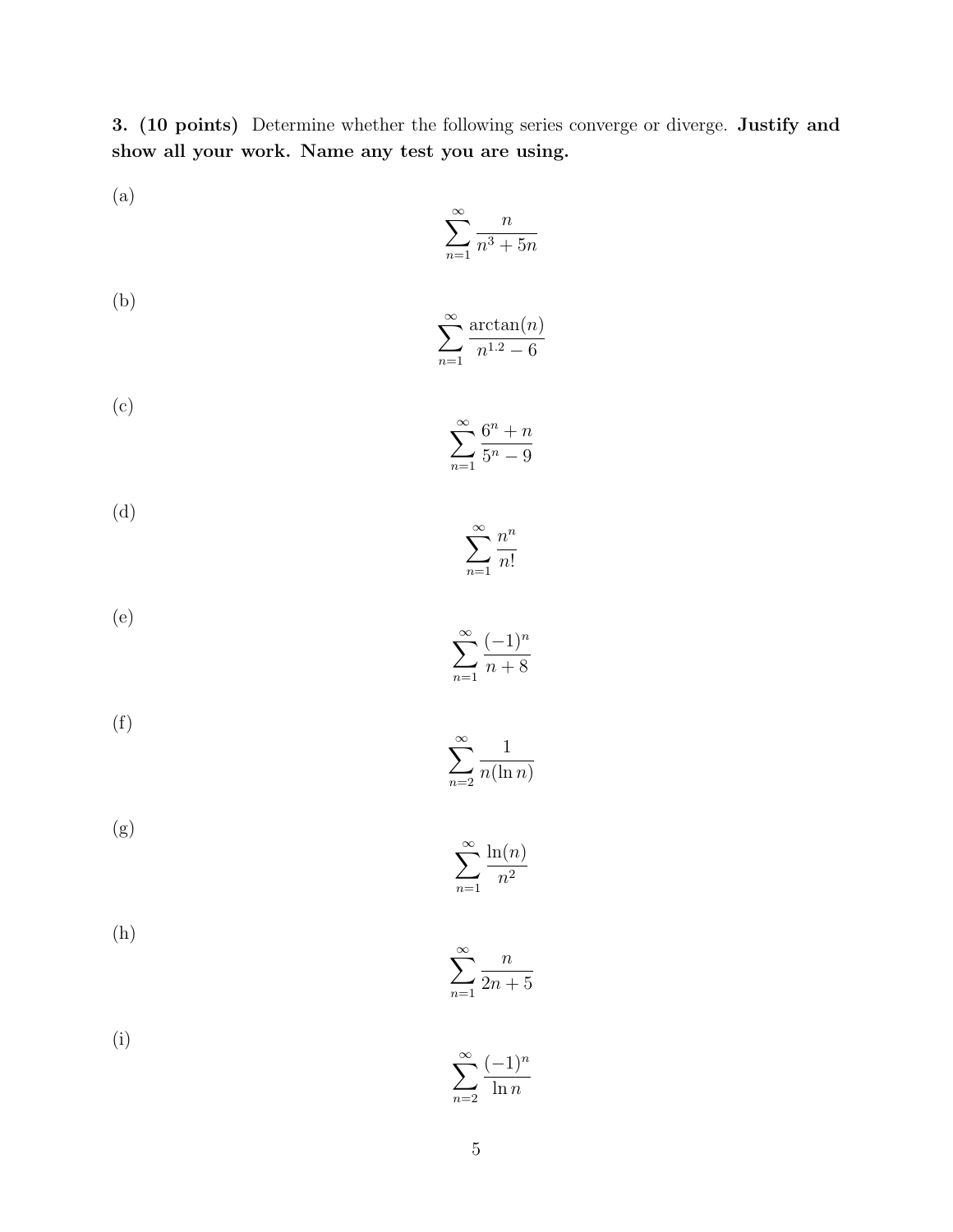**3. (10 points)** Determine whether the following series converge or diverge. **Justify and show all your work. Name any test you are using.**

(a)

$$\sum_{n=1}^{\infty} \frac{n}{n^3 + 5n}$$

(b)

$$\sum_{n=1}^{\infty} \frac{\arctan(n)}{n^{1.2} - 6}$$

(c)

$$\sum_{n=1}^{\infty} \frac{6^n + n}{5^n - 9}$$

(d)

$$\sum_{n=1}^{\infty} \frac{n^n}{n!}$$

(e)

$$\sum_{n=1}^{\infty} \frac{(-1)^n}{n + 8}$$

(f)

$$\sum_{n=2}^{\infty} \frac{1}{n(\ln n)}$$

(g)

$$\sum_{n=1}^{\infty} \frac{\ln(n)}{n^2}$$

(h)

$$\sum_{n=1}^{\infty} \frac{n}{2n + 5}$$

(i)

$$\sum_{n=2}^{\infty} \frac{(-1)^n}{\ln n}$$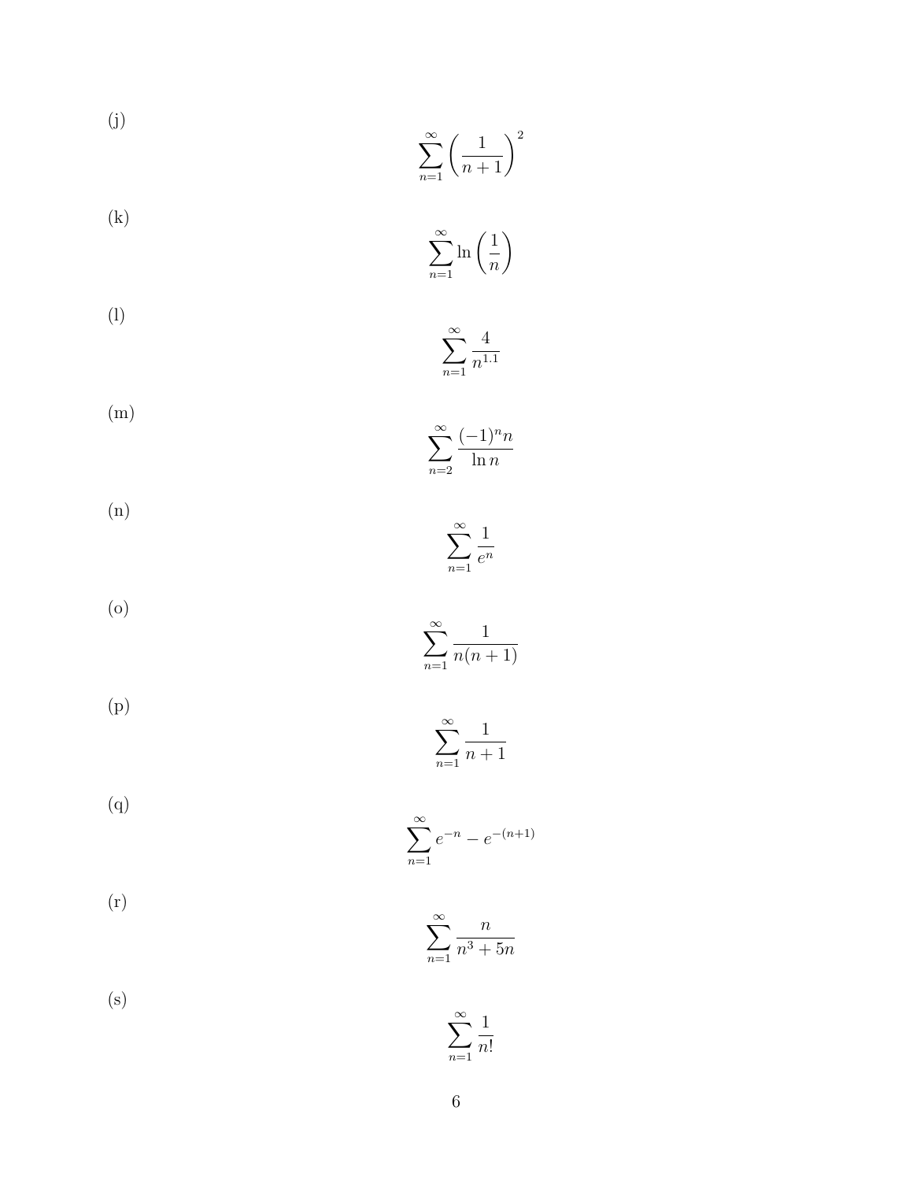(j)

$$\sum_{n=1}^{\infty} \left(\frac{1}{n+1}\right)^2$$

(k)

$$\sum_{n=1}^{\infty} \ln\left(\frac{1}{n}\right)$$

(l)

$$\sum_{n=1}^{\infty} \frac{4}{n^{1.1}}$$

(m)

$$\sum_{n=2}^{\infty} \frac{(-1)^n n}{\ln n}$$

(n)

$$\sum_{n=1}^{\infty} \frac{1}{e^n}$$

(o)

$$\sum_{n=1}^{\infty} \frac{1}{n(n+1)}$$

(p)

$$\sum_{n=1}^{\infty} \frac{1}{n+1}$$

(q)

$$\sum_{n=1}^{\infty} e^{-n} - e^{-(n+1)}$$

(r)

$$\sum_{n=1}^{\infty} \frac{n}{n^3 + 5n}$$

(s)

$$\sum_{n=1}^{\infty} \frac{1}{n!}$$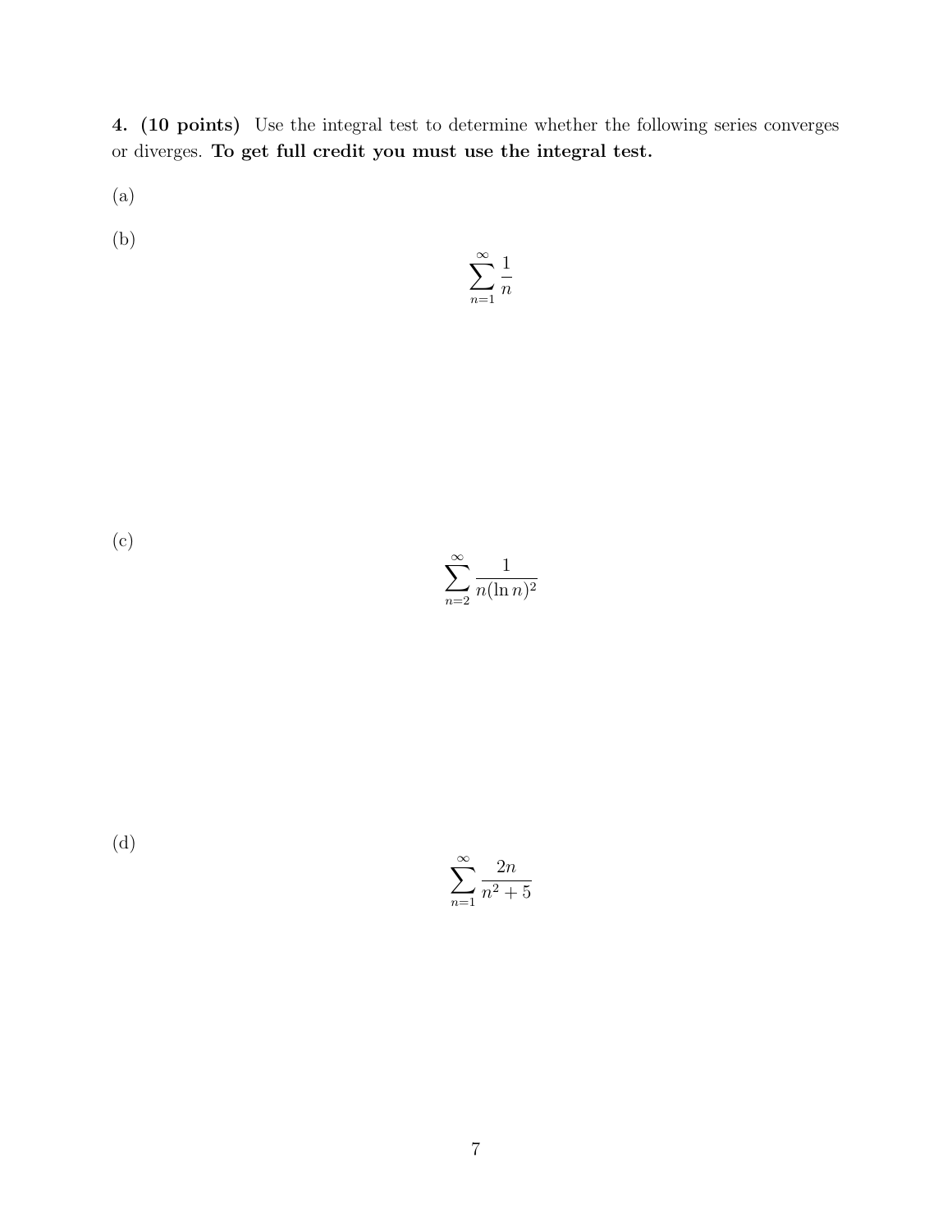**4. (10 points)** Use the integral test to determine whether the following series converges or diverges. **To get full credit you must use the integral test.**

(a)

(b)

$$\sum_{n=1}^{\infty} \frac{1}{n}$$

(c)

$$\sum_{n=2}^{\infty} \frac{1}{n(\ln n)^2}$$

(d)

$$\sum_{n=1}^{\infty} \frac{2n}{n^2 + 5}$$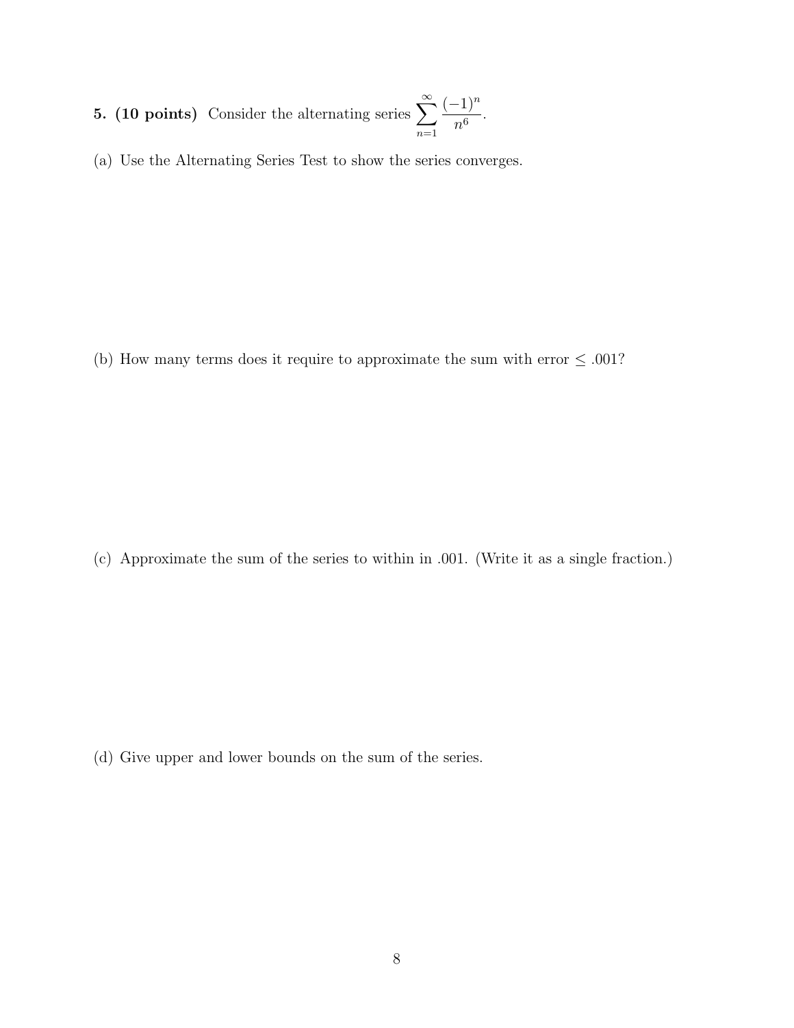**5. (10 points)** Consider the alternating series $\displaystyle\sum_{n=1}^{\infty} \frac{(-1)^n}{n^6}$.

(a) Use the Alternating Series Test to show the series converges.

(b) How many terms does it require to approximate the sum with error $\leq .001$?

(c) Approximate the sum of the series to within in .001. (Write it as a single fraction.)

(d) Give upper and lower bounds on the sum of the series.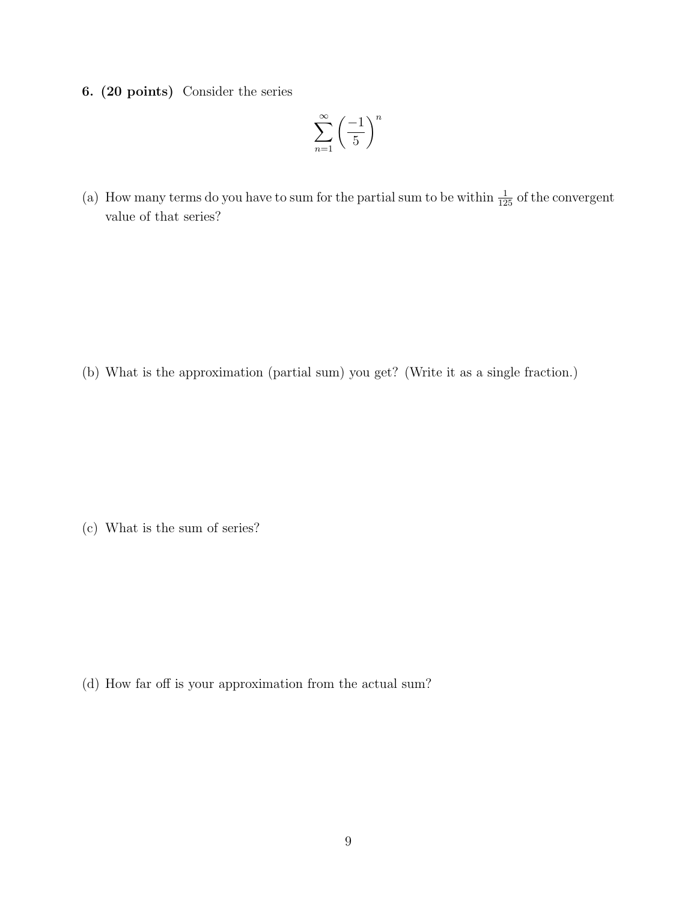**6. (20 points)** Consider the series

$$\sum_{n=1}^{\infty} \left( \frac{-1}{5} \right)^n$$

(a) How many terms do you have to sum for the partial sum to be within $\frac{1}{125}$ of the convergent value of that series?

(b) What is the approximation (partial sum) you get? (Write it as a single fraction.)

(c) What is the sum of series?

(d) How far off is your approximation from the actual sum?